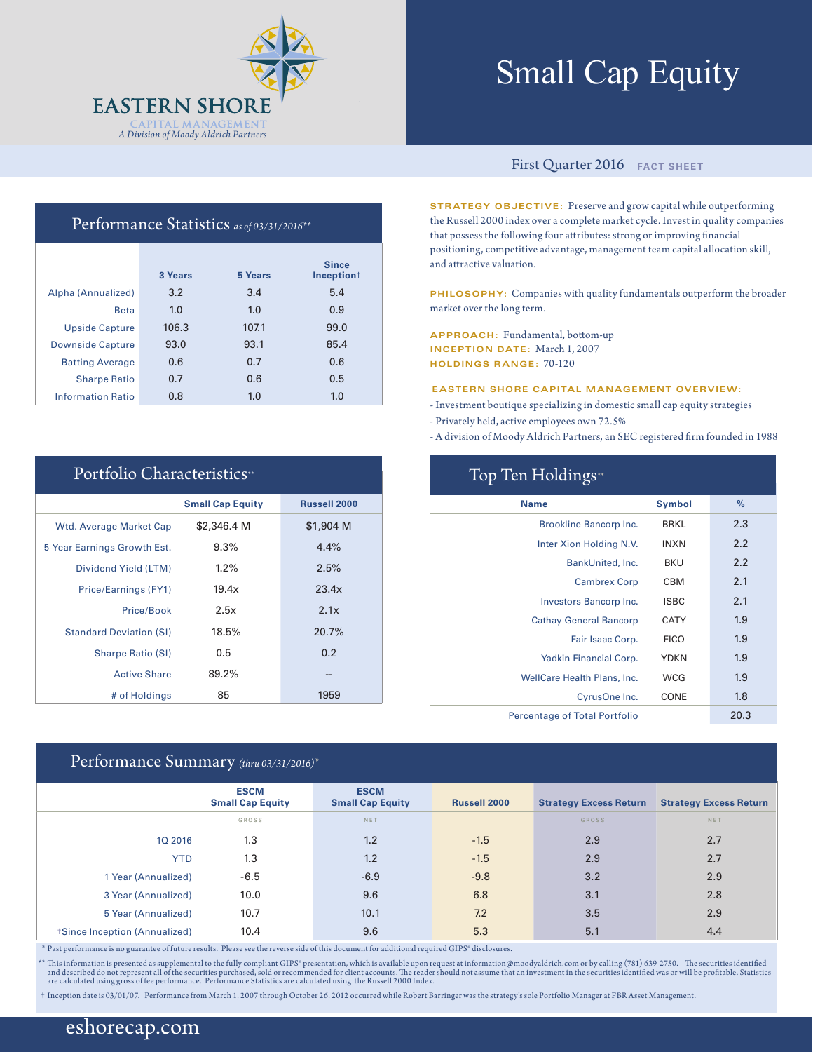EASTERN SHORE
CAPITAL MANAGEMENT
*A Division of Moody Aldrich Partners*

# Small Cap Equity

First Quarter 2016 FACT SHEET

## Performance Statistics *as of 03/31/2016\*\**

| | 3 Years | 5 Years | Since Inception† |
|---|---|---|---|
| Alpha (Annualized) | 3.2 | 3.4 | 5.4 |
| Beta | 1.0 | 1.0 | 0.9 |
| Upside Capture | 106.3 | 107.1 | 99.0 |
| Downside Capture | 93.0 | 93.1 | 85.4 |
| Batting Average | 0.6 | 0.7 | 0.6 |
| Sharpe Ratio | 0.7 | 0.6 | 0.5 |
| Information Ratio | 0.8 | 1.0 | 1.0 |

**STRATEGY OBJECTIVE:** Preserve and grow capital while outperforming the Russell 2000 index over a complete market cycle. Invest in quality companies that possess the following four attributes: strong or improving financial positioning, competitive advantage, management team capital allocation skill, and attractive valuation.

**PHILOSOPHY:** Companies with quality fundamentals outperform the broader market over the long term.

**APPROACH:** Fundamental, bottom-up
**INCEPTION DATE:** March 1, 2007
**HOLDINGS RANGE:** 70-120

**EASTERN SHORE CAPITAL MANAGEMENT OVERVIEW:**

- Investment boutique specializing in domestic small cap equity strategies
- Privately held, active employees own 72.5%
- A division of Moody Aldrich Partners, an SEC registered firm founded in 1988

## Portfolio Characteristics\*\*

| | Small Cap Equity | Russell 2000 |
|---|---|---|
| Wtd. Average Market Cap | $2,346.4 M | $1,904 M |
| 5-Year Earnings Growth Est. | 9.3% | 4.4% |
| Dividend Yield (LTM) | 1.2% | 2.5% |
| Price/Earnings (FY1) | 19.4x | 23.4x |
| Price/Book | 2.5x | 2.1x |
| Standard Deviation (SI) | 18.5% | 20.7% |
| Sharpe Ratio (SI) | 0.5 | 0.2 |
| Active Share | 89.2% | -- |
| # of Holdings | 85 | 1959 |

## Top Ten Holdings\*\*

| Name | Symbol | % |
|---|---|---|
| Brookline Bancorp Inc. | BRKL | 2.3 |
| Inter Xion Holding N.V. | INXN | 2.2 |
| BankUnited, Inc. | BKU | 2.2 |
| Cambrex Corp | CBM | 2.1 |
| Investors Bancorp Inc. | ISBC | 2.1 |
| Cathay General Bancorp | CATY | 1.9 |
| Fair Isaac Corp. | FICO | 1.9 |
| Yadkin Financial Corp. | YDKN | 1.9 |
| WellCare Health Plans, Inc. | WCG | 1.9 |
| CyrusOne Inc. | CONE | 1.8 |
| Percentage of Total Portfolio | | 20.3 |

## Performance Summary *(thru 03/31/2016)\**

| | ESCM Small Cap Equity | ESCM Small Cap Equity | Russell 2000 | Strategy Excess Return | Strategy Excess Return |
|---|---|---|---|---|---|
| | GROSS | NET | | GROSS | NET |
| 1Q 2016 | 1.3 | 1.2 | -1.5 | 2.9 | 2.7 |
| YTD | 1.3 | 1.2 | -1.5 | 2.9 | 2.7 |
| 1 Year (Annualized) | -6.5 | -6.9 | -9.8 | 3.2 | 2.9 |
| 3 Year (Annualized) | 10.0 | 9.6 | 6.8 | 3.1 | 2.8 |
| 5 Year (Annualized) | 10.7 | 10.1 | 7.2 | 3.5 | 2.9 |
| †Since Inception (Annualized) | 10.4 | 9.6 | 5.3 | 5.1 | 4.4 |

\* Past performance is no guarantee of future results. Please see the reverse side of this document for additional required GIPS® disclosures.

\*\* This information is presented as supplemental to the fully compliant GIPS® presentation, which is available upon request at information@moodyaldrich.com or by calling (781) 639-2750. The securities identified and described do not represent all of the securities purchased, sold or recommended for client accounts. The reader should not assume that an investment in the securities identified was or will be profitable. Statistics are calculated using gross of fee performance. Performance Statistics are calculated using the Russell 2000 Index.

† Inception date is 03/01/07. Performance from March 1, 2007 through October 26, 2012 occurred while Robert Barringer was the strategy's sole Portfolio Manager at FBR Asset Management.

eshorecap.com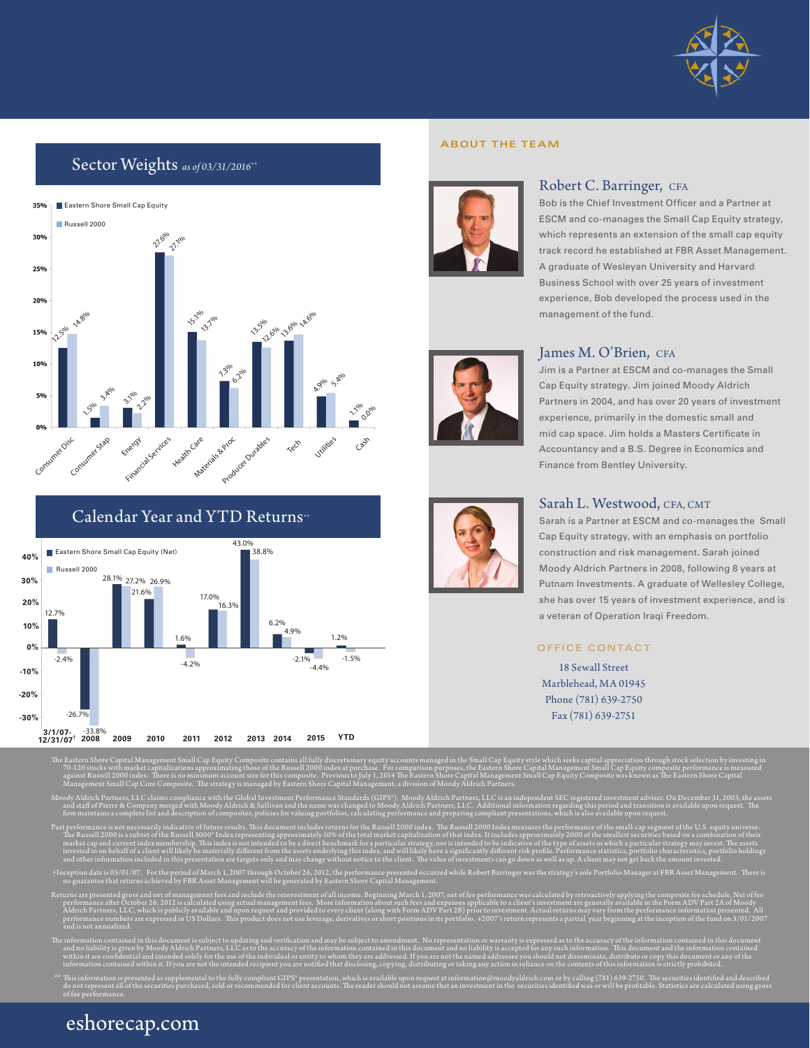## Sector Weights *as of 03/31/2016\*\**

35%
30%
25%
20%
15%
10%
5%
0%

Eastern Shore Small Cap Equity
Russell 2000

12.5% 14.8%
1.5% 3.4%
3.1% 2.2%
27.6% 27.1%
15.1% 13.7%
7.3% 6.2%
13.5% 12.6%
13.6% 14.6%
4.9% 5.4%
1.1% 0.0%

Consumer Disc
Consumer Stap
Energy
Financial Services
Health Care
Materials & Proc
Producer Durables
Tech
Utilities
Cash

## Calendar Year and YTD Returns\*\*

40%
30%
20%
10%
0%
-10%
-20%
-30%

Eastern Shore Small Cap Equity (Net)
Russell 2000

12.7% -2.4%
-26.7% -33.8%
28.1% 27.2%
21.6% 26.9%
1.6% -4.2%
17.0% 16.3%
43.0% 38.8%
6.2% 4.9%
-2.1% -4.4%
1.2% -1.5%

3/1/07-12/31/07† 2008 2009 2010 2011 2012 2013 2014 2015 YTD

## ABOUT THE TEAM

### Robert C. Barringer, CFA

Bob is the Chief Investment Officer and a Partner at ESCM and co-manages the Small Cap Equity strategy, which represents an extension of the small cap equity track record he established at FBR Asset Management. A graduate of Wesleyan University and Harvard Business School with over 25 years of investment experience, Bob developed the process used in the management of the fund.

### James M. O'Brien, CFA

Jim is a Partner at ESCM and co-manages the Small Cap Equity strategy. Jim joined Moody Aldrich Partners in 2004, and has over 20 years of investment experience, primarily in the domestic small and mid cap space. Jim holds a Masters Certificate in Accountancy and a B.S. Degree in Economics and Finance from Bentley University.

### Sarah L. Westwood, CFA, CMT

Sarah is a Partner at ESCM and co-manages the Small Cap Equity strategy, with an emphasis on portfolio construction and risk management. Sarah joined Moody Aldrich Partners in 2008, following 8 years at Putnam Investments. A graduate of Wellesley College, she has over 15 years of investment experience, and is a veteran of Operation Iraqi Freedom.

## OFFICE CONTACT

18 Sewall Street
Marblehead, MA 01945
Phone (781) 639-2750
Fax (781) 639-2751

The Eastern Shore Capital Management Small Cap Equity Composite contains all fully discretionary equity accounts managed in the Small Cap Equity style which seeks capital appreciation through stock selection by investing in 70-120 stocks with market capitalizations approximating those of the Russell 2000 index at purchase. For comparison purposes, the Eastern Shore Capital Management Small Cap Equity composite performance is measured against Russell 2000 index. There is no minimum account size for this composite. Previous to July 1, 2014 The Eastern Shore Capital Management Small Cap Equity Composite was known as The Eastern Shore Capital Management Small Cap Core Composite. The strategy is managed by Eastern Shore Capital Management, a division of Moody Aldrich Partners.

Moody Aldrich Partners, LLC claims compliance with the Global Investment Performance Standards (GIPS®). Moody Aldrich Partners, LLC is an independent SEC registered investment adviser. On December 31, 2003, the assets and staff of Pierre & Company merged with Moody Aldrich & Sullivan and the name was changed to Moody Aldrich Partners, LLC. Additional information regarding this period and transition is available upon request. The firm maintains a complete list and description of composites, policies for valuing portfolios, calculating performance and preparing compliant presentations, which is also available upon request.

Past performance is not necessarily indicative of future results. This document includes returns for the Russell 2000 index. The Russell 2000 Index measures the performance of the small-cap segment of the U.S. equity universe. The Russell 2000 is a subset of the Russell 3000® Index representing approximately 10% of the total market capitalization of that index. It includes approximately 2000 of the smallest securities based on a combination of their market cap and current index membership. This index is not intended to be a direct benchmark for a particular strategy, nor is intended to be indicative of the type of assets in which a particular strategy may invest. The assets invested in on behalf of a client will likely be materially different from the assets underlying this index, and will likely have a significantly different risk profile. Performance statistics, portfolio characteristics, portfolio holdings and other information included in this presentation are targets only and may change without notice to the client. The value of investments can go down as well as up. A client may not get back the amount invested.

†Inception date is 03/01/07. For the period of March 1, 2007 through October 26, 2012, the performance presented occurred while Robert Barringer was the strategy's sole Portfolio Manager at FBR Asset Management. There is no guarantee that returns achieved by FBR Asset Management will be generated by Eastern Shore Capital Management.

Returns are presented gross and net of management fees and include the reinvestment of all income. Beginning March 1, 2007, net of fee performance was calculated by retroactively applying the composite fee schedule. Net of fee performance after October 26, 2012 is calculated using actual management fees. More information about such fees and expenses applicable to a client's investment are generally available in the Form ADV Part 2A of Moody Aldrich Partners, LLC, which is publicly available and upon request and provided to every client (along with Form ADV Part 2B) prior to investment. Actual returns may vary from the performance information presented. All performance numbers are expressed in US Dollars. This product does not use leverage, derivatives or short positions in its portfolio. ‡2007's return represents a partial year beginning at the inception of the fund on 3/01/2007 and is not annualized.

The information contained in this document is subject to updating and verification and may be subject to amendment. No representation or warranty is expressed as to the accuracy of the information contained in this document and no liability is given by Moody Aldrich Partners, LLC as to the accuracy of the information contained and no liability is accepted for any such information. This document and the information contained within it are confidential and intended solely for the use of the individual or entity to whom they are addressed. If you are not the named addressee you should not disseminate, distribute or copy this document or any of the information contained within it. If you are not the intended recipient you are notified that disclosing, copying, distributing or taking any action in reliance on the contents of this information is strictly prohibited.

\*\* This information is presented as supplemental to the fully compliant GIPS® presentation, which is available upon request at information@moodyaldrich.com or by calling (781) 639-2750. The securities identified and described do not represent all of the securities purchased, sold or recommended for client accounts. The reader should not assume that an investment in the securities identified was or will be profitable. Statistics are calculated using gross of fee performance.

eshorecap.com